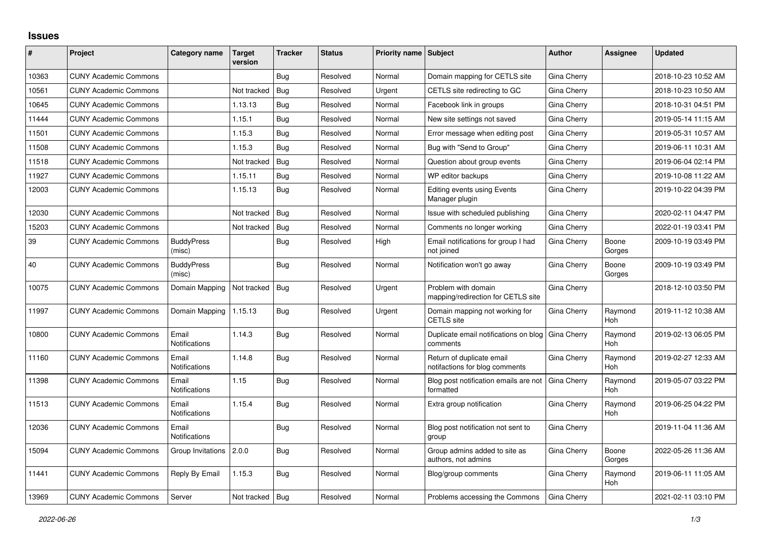# Issues

| # | Project | Category name | Target version | Tracker | Status | Priority name | Subject | Author | Assignee | Updated |
|---|---|---|---|---|---|---|---|---|---|---|
| 10363 | CUNY Academic Commons | | | Bug | Resolved | Normal | Domain mapping for CETLS site | Gina Cherry | | 2018-10-23 10:52 AM |
| 10561 | CUNY Academic Commons | | Not tracked | Bug | Resolved | Urgent | CETLS site redirecting to GC | Gina Cherry | | 2018-10-23 10:50 AM |
| 10645 | CUNY Academic Commons | | 1.13.13 | Bug | Resolved | Normal | Facebook link in groups | Gina Cherry | | 2018-10-31 04:51 PM |
| 11444 | CUNY Academic Commons | | 1.15.1 | Bug | Resolved | Normal | New site settings not saved | Gina Cherry | | 2019-05-14 11:15 AM |
| 11501 | CUNY Academic Commons | | 1.15.3 | Bug | Resolved | Normal | Error message when editing post | Gina Cherry | | 2019-05-31 10:57 AM |
| 11508 | CUNY Academic Commons | | 1.15.3 | Bug | Resolved | Normal | Bug with "Send to Group" | Gina Cherry | | 2019-06-11 10:31 AM |
| 11518 | CUNY Academic Commons | | Not tracked | Bug | Resolved | Normal | Question about group events | Gina Cherry | | 2019-06-04 02:14 PM |
| 11927 | CUNY Academic Commons | | 1.15.11 | Bug | Resolved | Normal | WP editor backups | Gina Cherry | | 2019-10-08 11:22 AM |
| 12003 | CUNY Academic Commons | | 1.15.13 | Bug | Resolved | Normal | Editing events using Events Manager plugin | Gina Cherry | | 2019-10-22 04:39 PM |
| 12030 | CUNY Academic Commons | | Not tracked | Bug | Resolved | Normal | Issue with scheduled publishing | Gina Cherry | | 2020-02-11 04:47 PM |
| 15203 | CUNY Academic Commons | | Not tracked | Bug | Resolved | Normal | Comments no longer working | Gina Cherry | | 2022-01-19 03:41 PM |
| 39 | CUNY Academic Commons | BuddyPress (misc) | | Bug | Resolved | High | Email notifications for group I had not joined | Gina Cherry | Boone Gorges | 2009-10-19 03:49 PM |
| 40 | CUNY Academic Commons | BuddyPress (misc) | | Bug | Resolved | Normal | Notification won't go away | Gina Cherry | Boone Gorges | 2009-10-19 03:49 PM |
| 10075 | CUNY Academic Commons | Domain Mapping | Not tracked | Bug | Resolved | Urgent | Problem with domain mapping/redirection for CETLS site | Gina Cherry | | 2018-12-10 03:50 PM |
| 11997 | CUNY Academic Commons | Domain Mapping | 1.15.13 | Bug | Resolved | Urgent | Domain mapping not working for CETLS site | Gina Cherry | Raymond Hoh | 2019-11-12 10:38 AM |
| 10800 | CUNY Academic Commons | Email Notifications | 1.14.3 | Bug | Resolved | Normal | Duplicate email notifications on blog comments | Gina Cherry | Raymond Hoh | 2019-02-13 06:05 PM |
| 11160 | CUNY Academic Commons | Email Notifications | 1.14.8 | Bug | Resolved | Normal | Return of duplicate email notifactions for blog comments | Gina Cherry | Raymond Hoh | 2019-02-27 12:33 AM |
| 11398 | CUNY Academic Commons | Email Notifications | 1.15 | Bug | Resolved | Normal | Blog post notification emails are not formatted | Gina Cherry | Raymond Hoh | 2019-05-07 03:22 PM |
| 11513 | CUNY Academic Commons | Email Notifications | 1.15.4 | Bug | Resolved | Normal | Extra group notification | Gina Cherry | Raymond Hoh | 2019-06-25 04:22 PM |
| 12036 | CUNY Academic Commons | Email Notifications | | Bug | Resolved | Normal | Blog post notification not sent to group | Gina Cherry | | 2019-11-04 11:36 AM |
| 15094 | CUNY Academic Commons | Group Invitations | 2.0.0 | Bug | Resolved | Normal | Group admins added to site as authors, not admins | Gina Cherry | Boone Gorges | 2022-05-26 11:36 AM |
| 11441 | CUNY Academic Commons | Reply By Email | 1.15.3 | Bug | Resolved | Normal | Blog/group comments | Gina Cherry | Raymond Hoh | 2019-06-11 11:05 AM |
| 13969 | CUNY Academic Commons | Server | Not tracked | Bug | Resolved | Normal | Problems accessing the Commons | Gina Cherry | | 2021-02-11 03:10 PM |

*2022-06-26*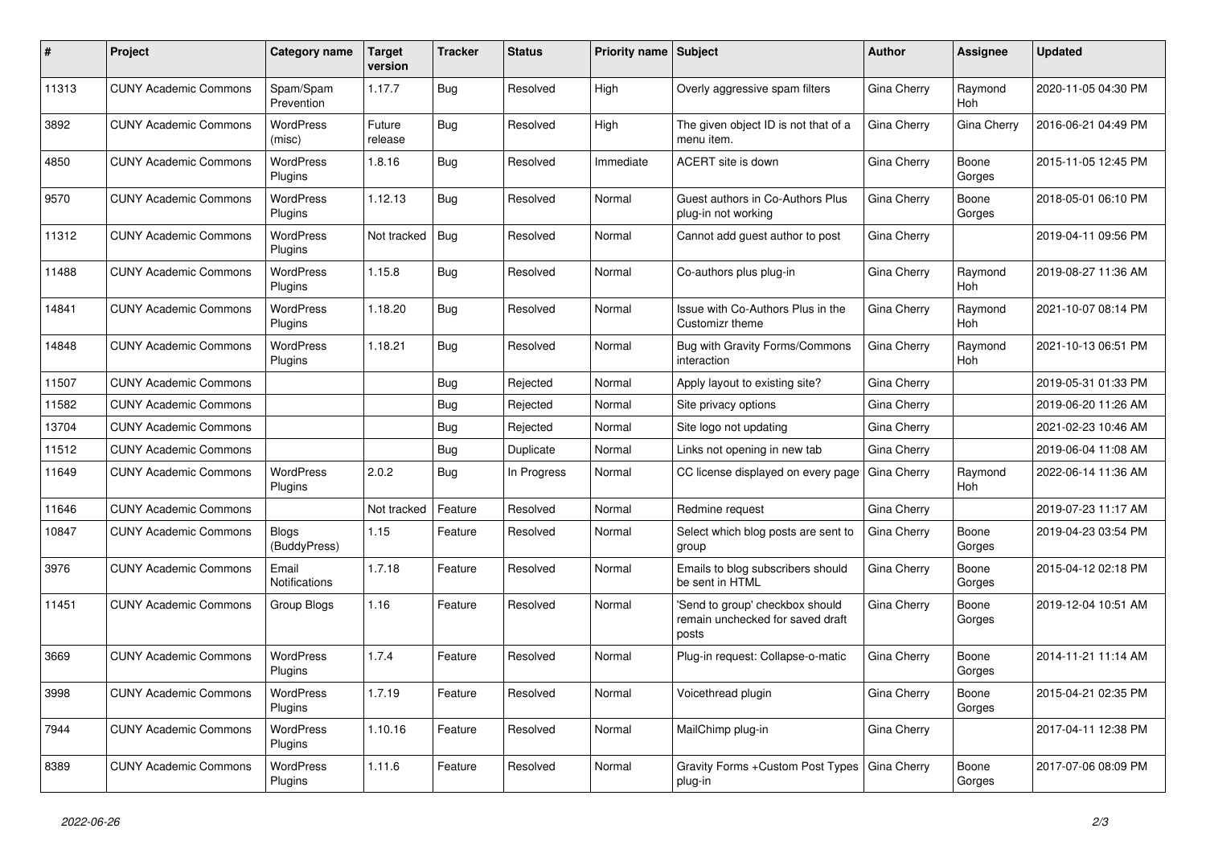| # | Project | Category name | Target version | Tracker | Status | Priority name | Subject | Author | Assignee | Updated |
|---|---|---|---|---|---|---|---|---|---|---|
| 11313 | CUNY Academic Commons | Spam/Spam Prevention | 1.17.7 | Bug | Resolved | High | Overly aggressive spam filters | Gina Cherry | Raymond Hoh | 2020-11-05 04:30 PM |
| 3892 | CUNY Academic Commons | WordPress (misc) | Future release | Bug | Resolved | High | The given object ID is not that of a menu item. | Gina Cherry | Gina Cherry | 2016-06-21 04:49 PM |
| 4850 | CUNY Academic Commons | WordPress Plugins | 1.8.16 | Bug | Resolved | Immediate | ACERT site is down | Gina Cherry | Boone Gorges | 2015-11-05 12:45 PM |
| 9570 | CUNY Academic Commons | WordPress Plugins | 1.12.13 | Bug | Resolved | Normal | Guest authors in Co-Authors Plus plug-in not working | Gina Cherry | Boone Gorges | 2018-05-01 06:10 PM |
| 11312 | CUNY Academic Commons | WordPress Plugins | Not tracked | Bug | Resolved | Normal | Cannot add guest author to post | Gina Cherry | | 2019-04-11 09:56 PM |
| 11488 | CUNY Academic Commons | WordPress Plugins | 1.15.8 | Bug | Resolved | Normal | Co-authors plus plug-in | Gina Cherry | Raymond Hoh | 2019-08-27 11:36 AM |
| 14841 | CUNY Academic Commons | WordPress Plugins | 1.18.20 | Bug | Resolved | Normal | Issue with Co-Authors Plus in the Customizr theme | Gina Cherry | Raymond Hoh | 2021-10-07 08:14 PM |
| 14848 | CUNY Academic Commons | WordPress Plugins | 1.18.21 | Bug | Resolved | Normal | Bug with Gravity Forms/Commons interaction | Gina Cherry | Raymond Hoh | 2021-10-13 06:51 PM |
| 11507 | CUNY Academic Commons | | | Bug | Rejected | Normal | Apply layout to existing site? | Gina Cherry | | 2019-05-31 01:33 PM |
| 11582 | CUNY Academic Commons | | | Bug | Rejected | Normal | Site privacy options | Gina Cherry | | 2019-06-20 11:26 AM |
| 13704 | CUNY Academic Commons | | | Bug | Rejected | Normal | Site logo not updating | Gina Cherry | | 2021-02-23 10:46 AM |
| 11512 | CUNY Academic Commons | | | Bug | Duplicate | Normal | Links not opening in new tab | Gina Cherry | | 2019-06-04 11:08 AM |
| 11649 | CUNY Academic Commons | WordPress Plugins | 2.0.2 | Bug | In Progress | Normal | CC license displayed on every page | Gina Cherry | Raymond Hoh | 2022-06-14 11:36 AM |
| 11646 | CUNY Academic Commons | | Not tracked | Feature | Resolved | Normal | Redmine request | Gina Cherry | | 2019-07-23 11:17 AM |
| 10847 | CUNY Academic Commons | Blogs (BuddyPress) | 1.15 | Feature | Resolved | Normal | Select which blog posts are sent to group | Gina Cherry | Boone Gorges | 2019-04-23 03:54 PM |
| 3976 | CUNY Academic Commons | Email Notifications | 1.7.18 | Feature | Resolved | Normal | Emails to blog subscribers should be sent in HTML | Gina Cherry | Boone Gorges | 2015-04-12 02:18 PM |
| 11451 | CUNY Academic Commons | Group Blogs | 1.16 | Feature | Resolved | Normal | 'Send to group' checkbox should remain unchecked for saved draft posts | Gina Cherry | Boone Gorges | 2019-12-04 10:51 AM |
| 3669 | CUNY Academic Commons | WordPress Plugins | 1.7.4 | Feature | Resolved | Normal | Plug-in request: Collapse-o-matic | Gina Cherry | Boone Gorges | 2014-11-21 11:14 AM |
| 3998 | CUNY Academic Commons | WordPress Plugins | 1.7.19 | Feature | Resolved | Normal | Voicethread plugin | Gina Cherry | Boone Gorges | 2015-04-21 02:35 PM |
| 7944 | CUNY Academic Commons | WordPress Plugins | 1.10.16 | Feature | Resolved | Normal | MailChimp plug-in | Gina Cherry | | 2017-04-11 12:38 PM |
| 8389 | CUNY Academic Commons | WordPress Plugins | 1.11.6 | Feature | Resolved | Normal | Gravity Forms +Custom Post Types plug-in | Gina Cherry | Boone Gorges | 2017-07-06 08:09 PM |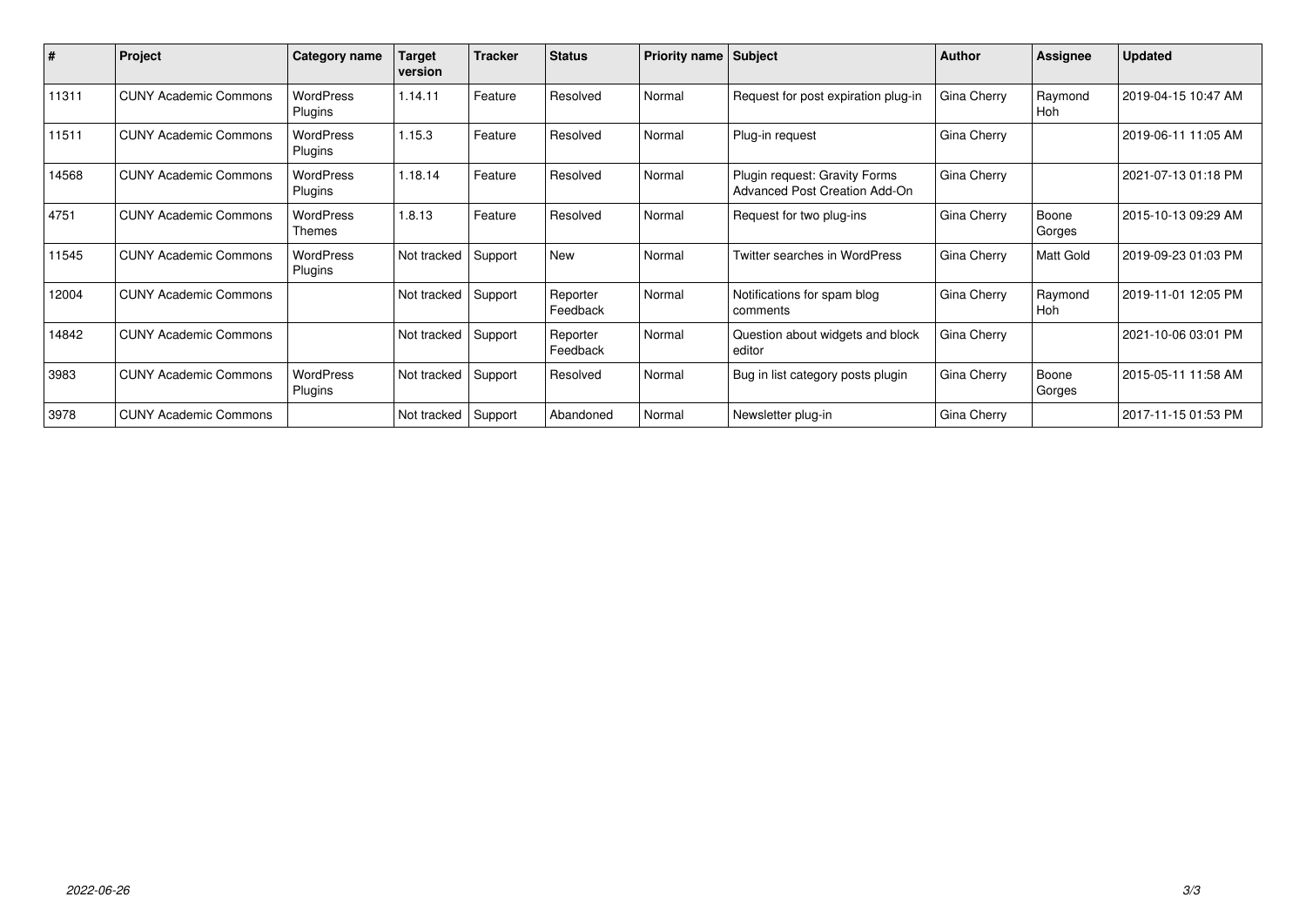| # | Project | Category name | Target version | Tracker | Status | Priority name | Subject | Author | Assignee | Updated |
|---|---|---|---|---|---|---|---|---|---|---|
| 11311 | CUNY Academic Commons | WordPress Plugins | 1.14.11 | Feature | Resolved | Normal | Request for post expiration plug-in | Gina Cherry | Raymond Hoh | 2019-04-15 10:47 AM |
| 11511 | CUNY Academic Commons | WordPress Plugins | 1.15.3 | Feature | Resolved | Normal | Plug-in request | Gina Cherry | | 2019-06-11 11:05 AM |
| 14568 | CUNY Academic Commons | WordPress Plugins | 1.18.14 | Feature | Resolved | Normal | Plugin request: Gravity Forms Advanced Post Creation Add-On | Gina Cherry | | 2021-07-13 01:18 PM |
| 4751 | CUNY Academic Commons | WordPress Themes | 1.8.13 | Feature | Resolved | Normal | Request for two plug-ins | Gina Cherry | Boone Gorges | 2015-10-13 09:29 AM |
| 11545 | CUNY Academic Commons | WordPress Plugins | Not tracked | Support | New | Normal | Twitter searches in WordPress | Gina Cherry | Matt Gold | 2019-09-23 01:03 PM |
| 12004 | CUNY Academic Commons | | Not tracked | Support | Reporter Feedback | Normal | Notifications for spam blog comments | Gina Cherry | Raymond Hoh | 2019-11-01 12:05 PM |
| 14842 | CUNY Academic Commons | | Not tracked | Support | Reporter Feedback | Normal | Question about widgets and block editor | Gina Cherry | | 2021-10-06 03:01 PM |
| 3983 | CUNY Academic Commons | WordPress Plugins | Not tracked | Support | Resolved | Normal | Bug in list category posts plugin | Gina Cherry | Boone Gorges | 2015-05-11 11:58 AM |
| 3978 | CUNY Academic Commons | | Not tracked | Support | Abandoned | Normal | Newsletter plug-in | Gina Cherry | | 2017-11-15 01:53 PM |

2022-06-26